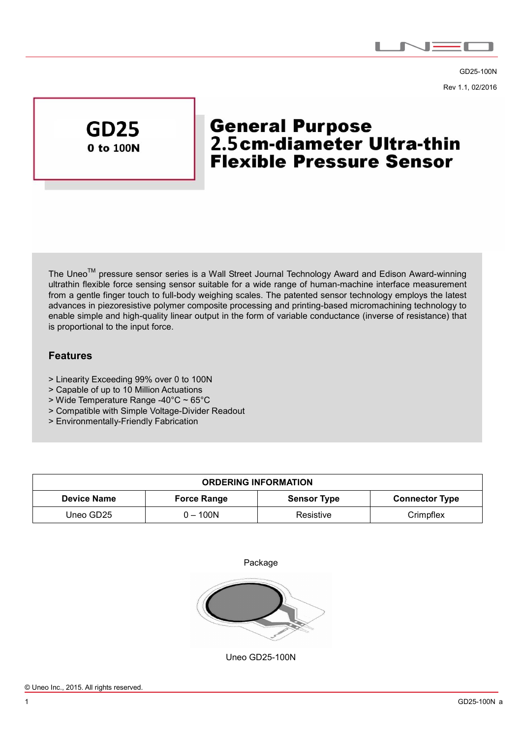GD25-100N

Rev 1.1, 02/2016

**GD25**

**0 to 100N**

# General Purpose 2.5cm-diameter Ultra-thin Flexible Pressure Sensor

The Unneo[TM] pressure sensor series is a Wall Street Journal Technology Award and Edison Award-winning ultrathin flexible force sensing sensor suitable for a wide range of human-machine interface measurement from a gentle finger touch to full-body weighing scales. The patented sensor technology employs the latest advances in piezoresistive polymer composite processing and printing-based micromachining technology to enable simple and high-quality linear output in the form of variable conductance (inverse of resistance) that is proportional to the input force.

## Features

> Linearity Exceeding 99% over 0 to 100N
> Capable of up to 10 Million Actuations
> Wide Temperature Range -40°C ~ 65°C
> Compatible with Simple Voltage-Divider Readout
> Environmentally-Friendly Fabrication

| ORDERING INFORMATION | | | |
|---|---|---|---|
| **Device Name** | **Force Range** | **Sensor Type** | **Connector Type** |
| Uneo GD25 | 0 – 100N | Resistive | Crimpflex |

Package

Uneo GD25-100N

© Uneo Inc., 2015. All rights reserved.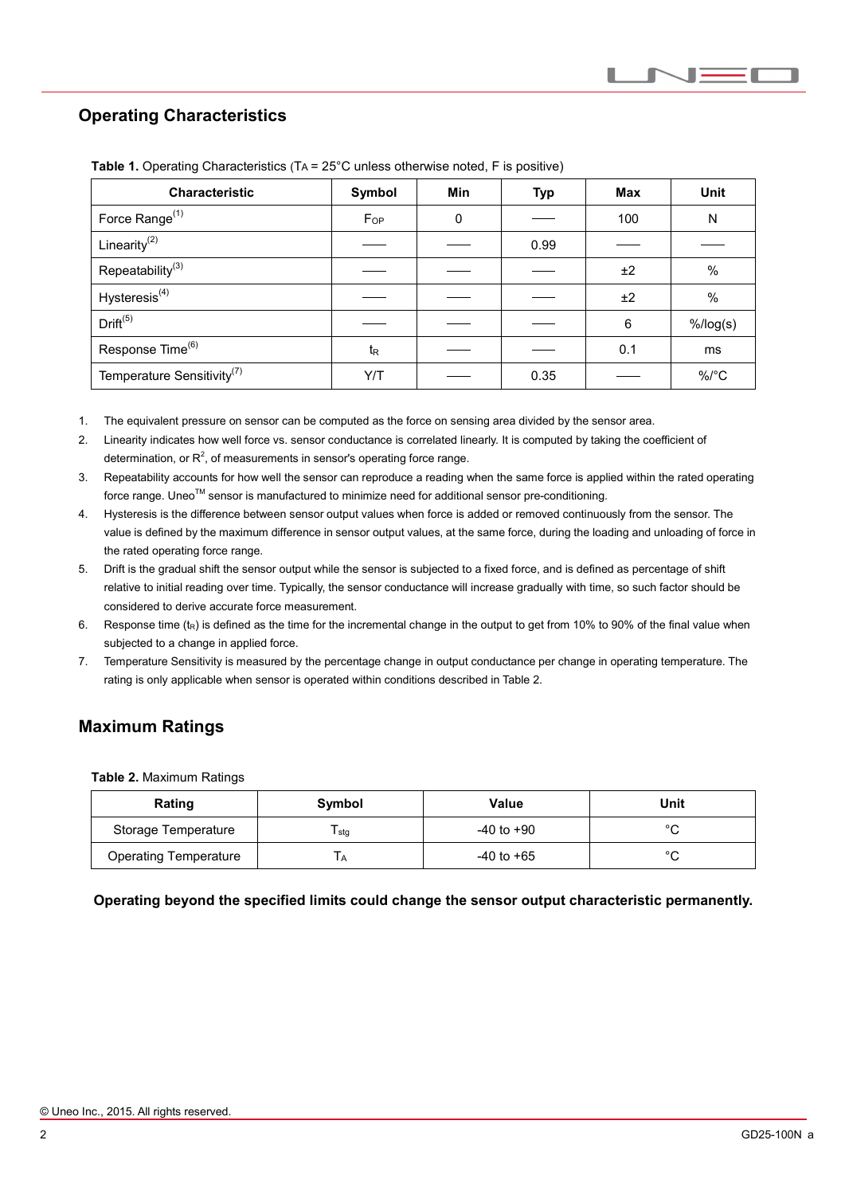## Operating Characteristics

**Table 1.** Operating Characteristics ($T_A$ = 25°C unless otherwise noted, F is positive)

| Characteristic | Symbol | Min | Typ | Max | Unit |
|---|---|---|---|---|---|
| Force Range[1] | $F_{OP}$ | 0 | —— | 100 | N |
| Linearity[2] | —— | —— | 0.99 | —— | —— |
| Repeatability[3] | —— | —— | —— | ±2 | % |
| Hysteresis[4] | —— | —— | —— | ±2 | % |
| Drift[5] | —— | —— | —— | 6 | %/log(s) |
| Response Time[6] | $t_R$ | —— | —— | 0.1 | ms |
| Temperature Sensitivity[7] | Y/T | —— | 0.35 | —— | %/°C |

1. The equivalent pressure on sensor can be computed as the force on sensing area divided by the sensor area.
2. Linearity indicates how well force vs. sensor conductance is correlated linearly. It is computed by taking the coefficient of determination, or $R^2$, of measurements in sensor's operating force range.
3. Repeatability accounts for how well the sensor can reproduce a reading when the same force is applied within the rated operating force range. Uneo™ sensor is manufactured to minimize need for additional sensor pre-conditioning.
4. Hysteresis is the difference between sensor output values when force is added or removed continuously from the sensor. The value is defined by the maximum difference in sensor output values, at the same force, during the loading and unloading of force in the rated operating force range.
5. Drift is the gradual shift the sensor output while the sensor is subjected to a fixed force, and is defined as percentage of shift relative to initial reading over time. Typically, the sensor conductance will increase gradually with time, so such factor should be considered to derive accurate force measurement.
6. Response time ($t_R$) is defined as the time for the incremental change in the output to get from 10% to 90% of the final value when subjected to a change in applied force.
7. Temperature Sensitivity is measured by the percentage change in output conductance per change in operating temperature. The rating is only applicable when sensor is operated within conditions described in Table 2.

## Maximum Ratings

**Table 2.** Maximum Ratings

| Rating | Symbol | Value | Unit |
|---|---|---|---|
| Storage Temperature | $T_{stg}$ | -40 to +90 | °C |
| Operating Temperature | $T_A$ | -40 to +65 | °C |

**Operating beyond the specified limits could change the sensor output characteristic permanently.**

© Uneo Inc., 2015. All rights reserved.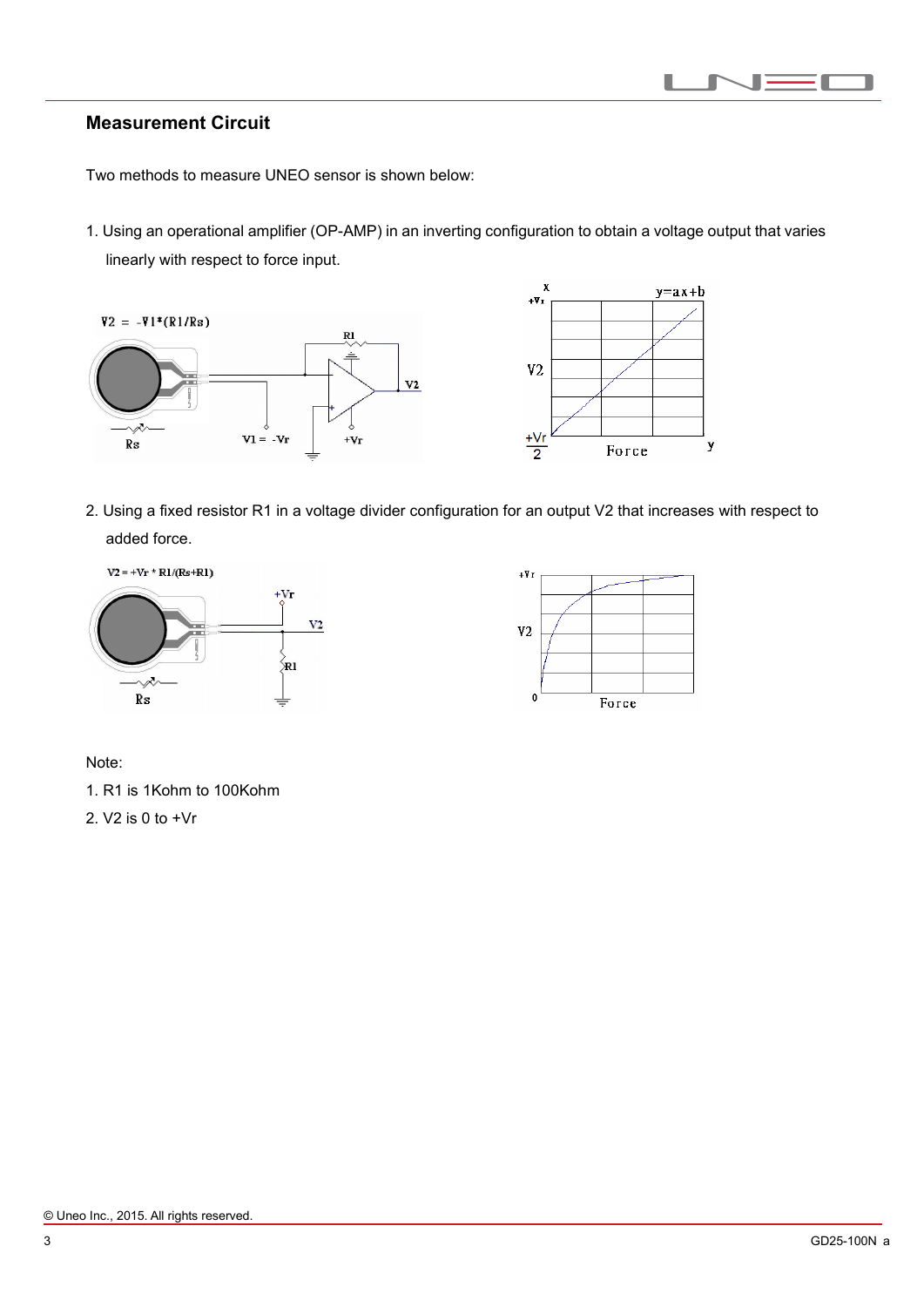## Measurement Circuit

Two methods to measure UNEO sensor is shown below:

1. Using an operational amplifier (OP-AMP) in an inverting configuration to obtain a voltage output that varies linearly with respect to force input.

$V2 = -V1*(R1/Rs)$

2. Using a fixed resistor R1 in a voltage divider configuration for an output V2 that increases with respect to added force.

$V2 = +Vr * R1/(Rs+R1)$

Note:

1. R1 is 1Kohm to 100Kohm
2. V2 is 0 to +Vr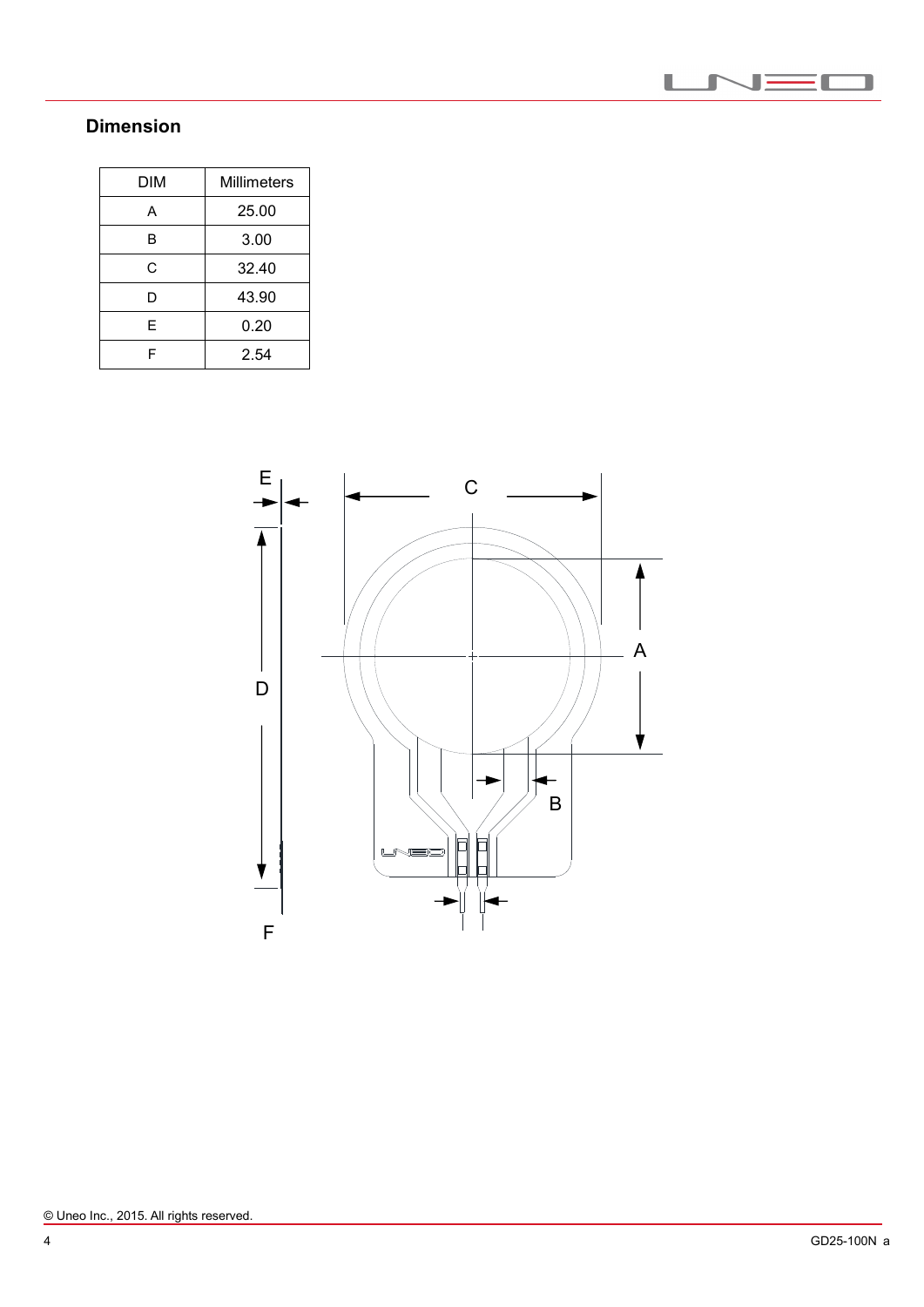## Dimension

| DIM | Millimeters |
|---|---|
| A | 25.00 |
| B | 3.00 |
| C | 32.40 |
| D | 43.90 |
| E | 0.20 |
| F | 2.54 |

© Uneo Inc., 2015. All rights reserved.

GD25-100N a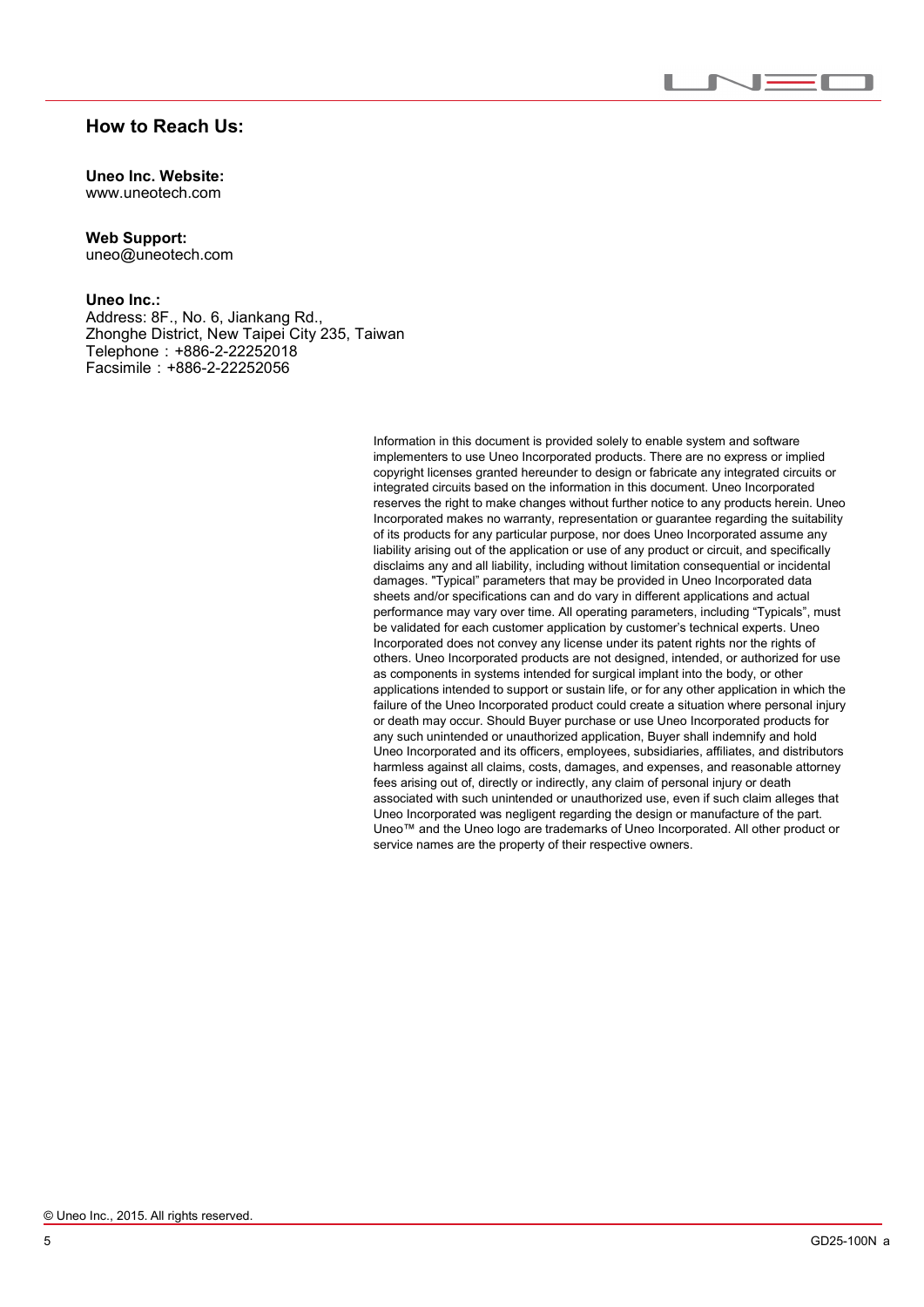## How to Reach Us:

**Uneo Inc. Website:**
www.uneotech.com

**Web Support:**
uneo@uneotech.com

**Uneo Inc.:**
Address: 8F., No. 6, Jiankang Rd.,
Zhonghe District, New Taipei City 235, Taiwan
Telephone：+886-2-22252018
Facsimile：+886-2-22252056

Information in this document is provided solely to enable system and software implementers to use Uneo Incorporated products. There are no express or implied copyright licenses granted hereunder to design or fabricate any integrated circuits or integrated circuits based on the information in this document. Uneo Incorporated reserves the right to make changes without further notice to any products herein. Uneo Incorporated makes no warranty, representation or guarantee regarding the suitability of its products for any particular purpose, nor does Uneo Incorporated assume any liability arising out of the application or use of any product or circuit, and specifically disclaims any and all liability, including without limitation consequential or incidental damages. "Typical" parameters that may be provided in Uneo Incorporated data sheets and/or specifications can and do vary in different applications and actual performance may vary over time. All operating parameters, including "Typicals", must be validated for each customer application by customer's technical experts. Uneo Incorporated does not convey any license under its patent rights nor the rights of others. Uneo Incorporated products are not designed, intended, or authorized for use as components in systems intended for surgical implant into the body, or other applications intended to support or sustain life, or for any other application in which the failure of the Uneo Incorporated product could create a situation where personal injury or death may occur. Should Buyer purchase or use Uneo Incorporated products for any such unintended or unauthorized application, Buyer shall indemnify and hold Uneo Incorporated and its officers, employees, subsidiaries, affiliates, and distributors harmless against all claims, costs, damages, and expenses, and reasonable attorney fees arising out of, directly or indirectly, any claim of personal injury or death associated with such unintended or unauthorized use, even if such claim alleges that Uneo Incorporated was negligent regarding the design or manufacture of the part. Uneo™ and the Uneo logo are trademarks of Uneo Incorporated. All other product or service names are the property of their respective owners.

© Uneo Inc., 2015. All rights reserved.